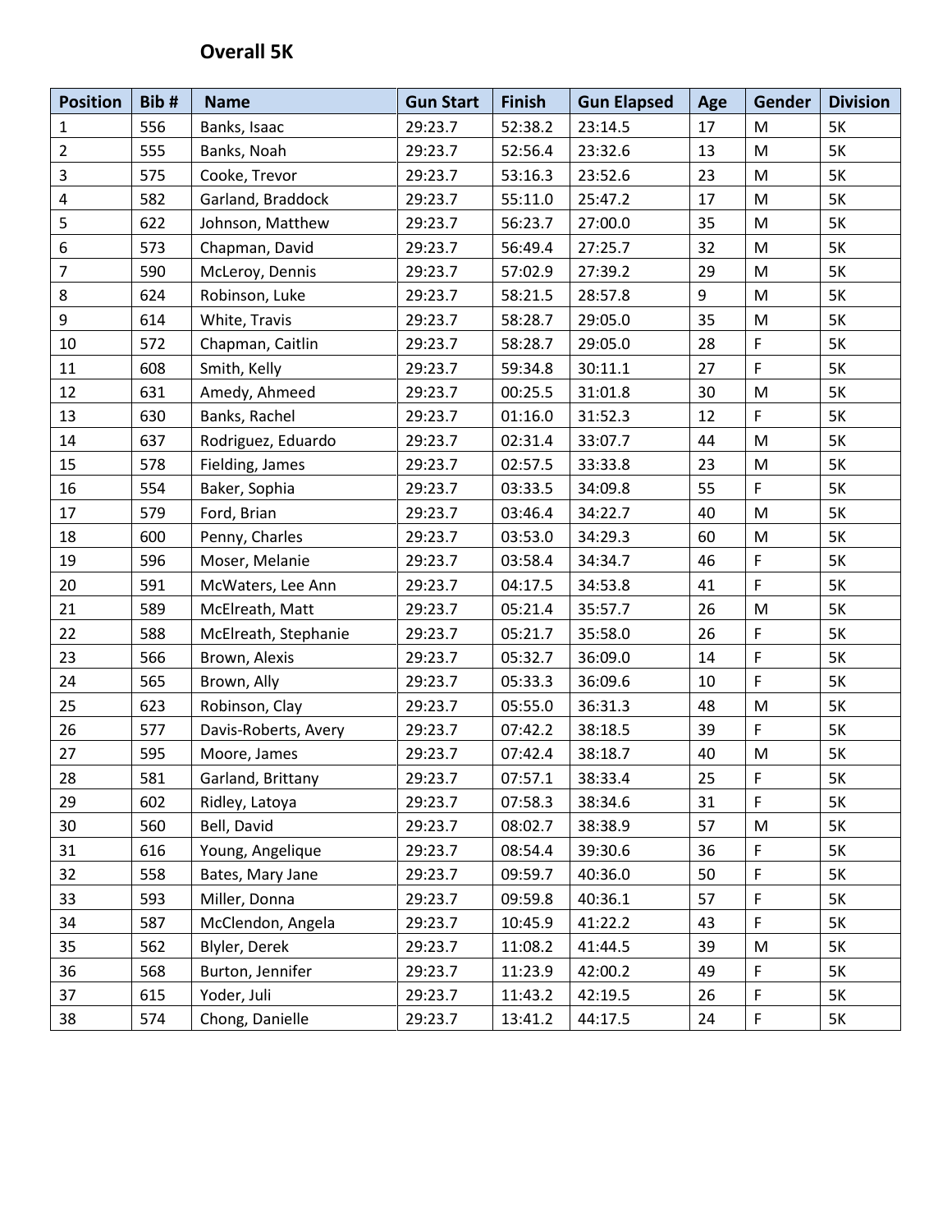## Overall 5K

| Position | Bib # | Name | Gun Start | Finish | Gun Elapsed | Age | Gender | Division |
|---|---|---|---|---|---|---|---|---|
| 1 | 556 | Banks, Isaac | 29:23.7 | 52:38.2 | 23:14.5 | 17 | M | 5K |
| 2 | 555 | Banks, Noah | 29:23.7 | 52:56.4 | 23:32.6 | 13 | M | 5K |
| 3 | 575 | Cooke, Trevor | 29:23.7 | 53:16.3 | 23:52.6 | 23 | M | 5K |
| 4 | 582 | Garland, Braddock | 29:23.7 | 55:11.0 | 25:47.2 | 17 | M | 5K |
| 5 | 622 | Johnson, Matthew | 29:23.7 | 56:23.7 | 27:00.0 | 35 | M | 5K |
| 6 | 573 | Chapman, David | 29:23.7 | 56:49.4 | 27:25.7 | 32 | M | 5K |
| 7 | 590 | McLeroy, Dennis | 29:23.7 | 57:02.9 | 27:39.2 | 29 | M | 5K |
| 8 | 624 | Robinson, Luke | 29:23.7 | 58:21.5 | 28:57.8 | 9 | M | 5K |
| 9 | 614 | White, Travis | 29:23.7 | 58:28.7 | 29:05.0 | 35 | M | 5K |
| 10 | 572 | Chapman, Caitlin | 29:23.7 | 58:28.7 | 29:05.0 | 28 | F | 5K |
| 11 | 608 | Smith, Kelly | 29:23.7 | 59:34.8 | 30:11.1 | 27 | F | 5K |
| 12 | 631 | Amedy, Ahmeed | 29:23.7 | 00:25.5 | 31:01.8 | 30 | M | 5K |
| 13 | 630 | Banks, Rachel | 29:23.7 | 01:16.0 | 31:52.3 | 12 | F | 5K |
| 14 | 637 | Rodriguez, Eduardo | 29:23.7 | 02:31.4 | 33:07.7 | 44 | M | 5K |
| 15 | 578 | Fielding, James | 29:23.7 | 02:57.5 | 33:33.8 | 23 | M | 5K |
| 16 | 554 | Baker, Sophia | 29:23.7 | 03:33.5 | 34:09.8 | 55 | F | 5K |
| 17 | 579 | Ford, Brian | 29:23.7 | 03:46.4 | 34:22.7 | 40 | M | 5K |
| 18 | 600 | Penny, Charles | 29:23.7 | 03:53.0 | 34:29.3 | 60 | M | 5K |
| 19 | 596 | Moser, Melanie | 29:23.7 | 03:58.4 | 34:34.7 | 46 | F | 5K |
| 20 | 591 | McWaters, Lee Ann | 29:23.7 | 04:17.5 | 34:53.8 | 41 | F | 5K |
| 21 | 589 | McElreath, Matt | 29:23.7 | 05:21.4 | 35:57.7 | 26 | M | 5K |
| 22 | 588 | McElreath, Stephanie | 29:23.7 | 05:21.7 | 35:58.0 | 26 | F | 5K |
| 23 | 566 | Brown, Alexis | 29:23.7 | 05:32.7 | 36:09.0 | 14 | F | 5K |
| 24 | 565 | Brown, Ally | 29:23.7 | 05:33.3 | 36:09.6 | 10 | F | 5K |
| 25 | 623 | Robinson, Clay | 29:23.7 | 05:55.0 | 36:31.3 | 48 | M | 5K |
| 26 | 577 | Davis-Roberts, Avery | 29:23.7 | 07:42.2 | 38:18.5 | 39 | F | 5K |
| 27 | 595 | Moore, James | 29:23.7 | 07:42.4 | 38:18.7 | 40 | M | 5K |
| 28 | 581 | Garland, Brittany | 29:23.7 | 07:57.1 | 38:33.4 | 25 | F | 5K |
| 29 | 602 | Ridley, Latoya | 29:23.7 | 07:58.3 | 38:34.6 | 31 | F | 5K |
| 30 | 560 | Bell, David | 29:23.7 | 08:02.7 | 38:38.9 | 57 | M | 5K |
| 31 | 616 | Young, Angelique | 29:23.7 | 08:54.4 | 39:30.6 | 36 | F | 5K |
| 32 | 558 | Bates, Mary Jane | 29:23.7 | 09:59.7 | 40:36.0 | 50 | F | 5K |
| 33 | 593 | Miller, Donna | 29:23.7 | 09:59.8 | 40:36.1 | 57 | F | 5K |
| 34 | 587 | McClendon, Angela | 29:23.7 | 10:45.9 | 41:22.2 | 43 | F | 5K |
| 35 | 562 | Blyler, Derek | 29:23.7 | 11:08.2 | 41:44.5 | 39 | M | 5K |
| 36 | 568 | Burton, Jennifer | 29:23.7 | 11:23.9 | 42:00.2 | 49 | F | 5K |
| 37 | 615 | Yoder, Juli | 29:23.7 | 11:43.2 | 42:19.5 | 26 | F | 5K |
| 38 | 574 | Chong, Danielle | 29:23.7 | 13:41.2 | 44:17.5 | 24 | F | 5K |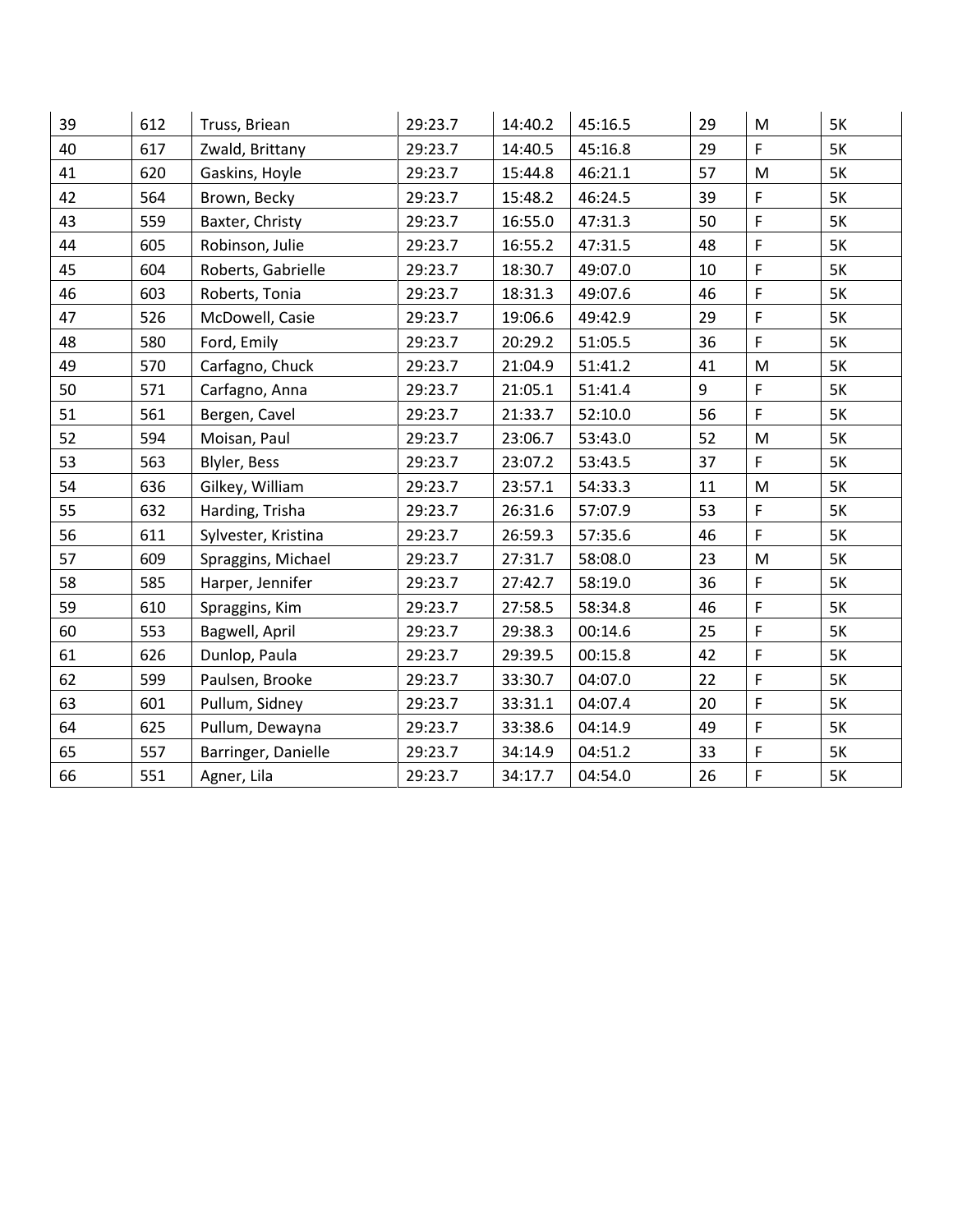| | | | | | | | | | |
|---|---|---|---|---|---|---|---|---|---|
| 39 | 612 | Truss, Briean | 29:23.7 | 14:40.2 | 45:16.5 | 29 | M | 5K |
| 40 | 617 | Zwald, Brittany | 29:23.7 | 14:40.5 | 45:16.8 | 29 | F | 5K |
| 41 | 620 | Gaskins, Hoyle | 29:23.7 | 15:44.8 | 46:21.1 | 57 | M | 5K |
| 42 | 564 | Brown, Becky | 29:23.7 | 15:48.2 | 46:24.5 | 39 | F | 5K |
| 43 | 559 | Baxter, Christy | 29:23.7 | 16:55.0 | 47:31.3 | 50 | F | 5K |
| 44 | 605 | Robinson, Julie | 29:23.7 | 16:55.2 | 47:31.5 | 48 | F | 5K |
| 45 | 604 | Roberts, Gabrielle | 29:23.7 | 18:30.7 | 49:07.0 | 10 | F | 5K |
| 46 | 603 | Roberts, Tonia | 29:23.7 | 18:31.3 | 49:07.6 | 46 | F | 5K |
| 47 | 526 | McDowell, Casie | 29:23.7 | 19:06.6 | 49:42.9 | 29 | F | 5K |
| 48 | 580 | Ford, Emily | 29:23.7 | 20:29.2 | 51:05.5 | 36 | F | 5K |
| 49 | 570 | Carfagno, Chuck | 29:23.7 | 21:04.9 | 51:41.2 | 41 | M | 5K |
| 50 | 571 | Carfagno, Anna | 29:23.7 | 21:05.1 | 51:41.4 | 9 | F | 5K |
| 51 | 561 | Bergen, Cavel | 29:23.7 | 21:33.7 | 52:10.0 | 56 | F | 5K |
| 52 | 594 | Moisan, Paul | 29:23.7 | 23:06.7 | 53:43.0 | 52 | M | 5K |
| 53 | 563 | Blyler, Bess | 29:23.7 | 23:07.2 | 53:43.5 | 37 | F | 5K |
| 54 | 636 | Gilkey, William | 29:23.7 | 23:57.1 | 54:33.3 | 11 | M | 5K |
| 55 | 632 | Harding, Trisha | 29:23.7 | 26:31.6 | 57:07.9 | 53 | F | 5K |
| 56 | 611 | Sylvester, Kristina | 29:23.7 | 26:59.3 | 57:35.6 | 46 | F | 5K |
| 57 | 609 | Spraggins, Michael | 29:23.7 | 27:31.7 | 58:08.0 | 23 | M | 5K |
| 58 | 585 | Harper, Jennifer | 29:23.7 | 27:42.7 | 58:19.0 | 36 | F | 5K |
| 59 | 610 | Spraggins, Kim | 29:23.7 | 27:58.5 | 58:34.8 | 46 | F | 5K |
| 60 | 553 | Bagwell, April | 29:23.7 | 29:38.3 | 00:14.6 | 25 | F | 5K |
| 61 | 626 | Dunlop, Paula | 29:23.7 | 29:39.5 | 00:15.8 | 42 | F | 5K |
| 62 | 599 | Paulsen, Brooke | 29:23.7 | 33:30.7 | 04:07.0 | 22 | F | 5K |
| 63 | 601 | Pullum, Sidney | 29:23.7 | 33:31.1 | 04:07.4 | 20 | F | 5K |
| 64 | 625 | Pullum, Dewayna | 29:23.7 | 33:38.6 | 04:14.9 | 49 | F | 5K |
| 65 | 557 | Barringer, Danielle | 29:23.7 | 34:14.9 | 04:51.2 | 33 | F | 5K |
| 66 | 551 | Agner, Lila | 29:23.7 | 34:17.7 | 04:54.0 | 26 | F | 5K |